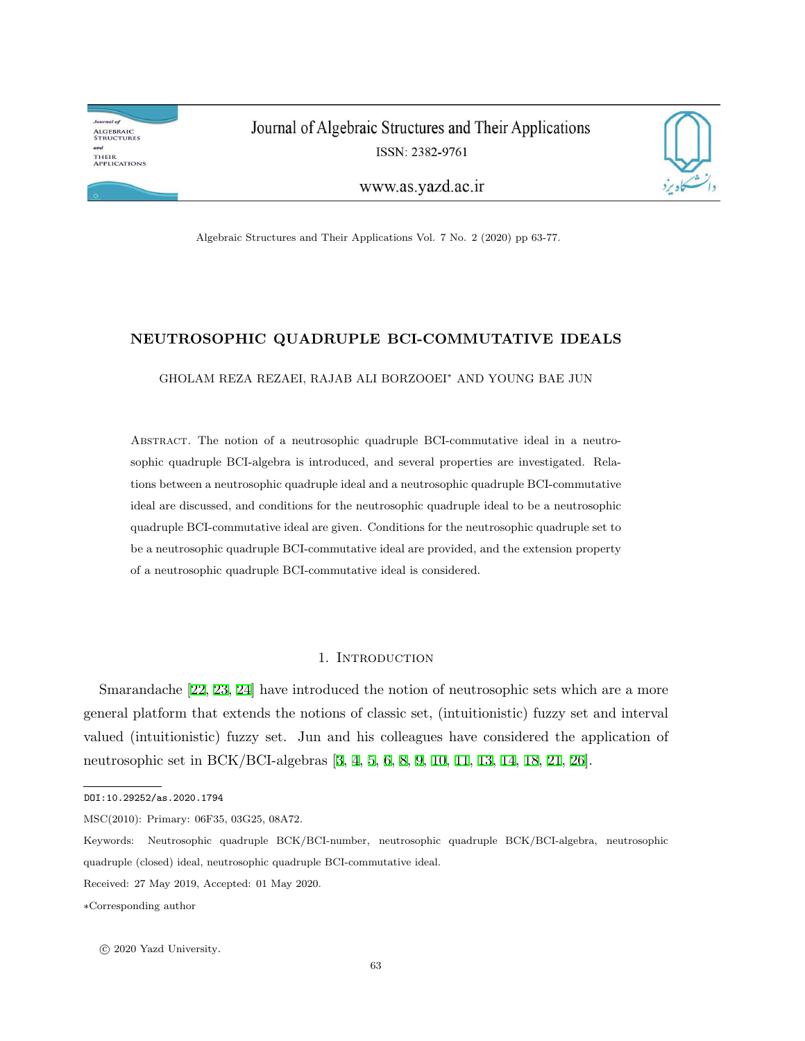# NEUTROSOPHIC QUADRUPLE BCI-COMMUTATIVE IDEALS

GHOLAM REZA REZAEI, RAJAB ALI BORZOOEI* AND YOUNG BAE JUN

Abstract. The notion of a neutrosophic quadruple BCI-commutative ideal in a neutrosophic quadruple BCI-algebra is introduced, and several properties are investigated. Relations between a neutrosophic quadruple ideal and a neutrosophic quadruple BCI-commutative ideal are discussed, and conditions for the neutrosophic quadruple ideal to be a neutrosophic quadruple BCI-commutative ideal are given. Conditions for the neutrosophic quadruple set to be a neutrosophic quadruple BCI-commutative ideal are provided, and the extension property of a neutrosophic quadruple BCI-commutative ideal is considered.

## 1. Introduction

Smarandache [22, 23, 24] have introduced the notion of neutrosophic sets which are a more general platform that extends the notions of classic set, (intuitionistic) fuzzy set and interval valued (intuitionistic) fuzzy set. Jun and his colleagues have considered the application of neutrosophic set in BCK/BCI-algebras [3, 4, 5, 6, 8, 9, 10, 11, 13, 14, 18, 21, 26].

---

DOI:10.29252/as.2020.1794

MSC(2010): Primary: 06F35, 03G25, 08A72.

Keywords: Neutrosophic quadruple BCK/BCI-number, neutrosophic quadruple BCK/BCI-algebra, neutrosophic quadruple (closed) ideal, neutrosophic quadruple BCI-commutative ideal.

Received: 27 May 2019, Accepted: 01 May 2020.

*Corresponding author

© 2020 Yazd University.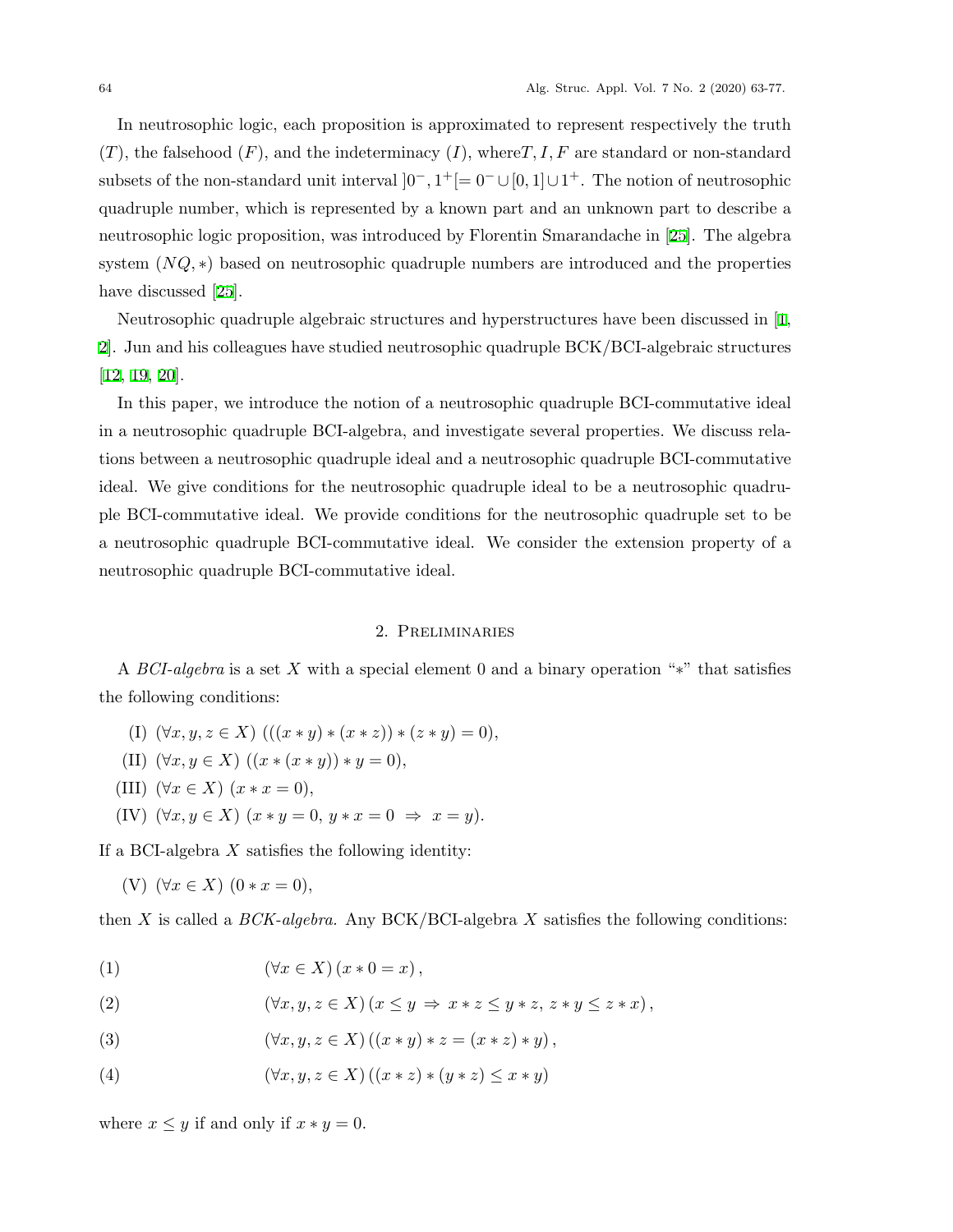In neutrosophic logic, each proposition is approximated to represent respectively the truth ($T$), the falsehood ($F$), and the indeterminacy ($I$), where$T, I, F$ are standard or non-standard subsets of the non-standard unit interval $]0^-, 1^+[= 0^- \cup [0,1] \cup 1^+$. The notion of neutrosophic quadruple number, which is represented by a known part and an unknown part to describe a neutrosophic logic proposition, was introduced by Florentin Smarandache in [25]. The algebra system $(NQ, *)$ based on neutrosophic quadruple numbers are introduced and the properties have discussed [25].

Neutrosophic quadruple algebraic structures and hyperstructures have been discussed in [1, 2]. Jun and his colleagues have studied neutrosophic quadruple BCK/BCI-algebraic structures [12, 19, 20].

In this paper, we introduce the notion of a neutrosophic quadruple BCI-commutative ideal in a neutrosophic quadruple BCI-algebra, and investigate several properties. We discuss relations between a neutrosophic quadruple ideal and a neutrosophic quadruple BCI-commutative ideal. We give conditions for the neutrosophic quadruple ideal to be a neutrosophic quadruple BCI-commutative ideal. We provide conditions for the neutrosophic quadruple set to be a neutrosophic quadruple BCI-commutative ideal. We consider the extension property of a neutrosophic quadruple BCI-commutative ideal.

## 2. Preliminaries

A *BCI-algebra* is a set $X$ with a special element 0 and a binary operation "$*$" that satisfies the following conditions:

(I) $(\forall x, y, z \in X)\ (((x * y) * (x * z)) * (z * y) = 0)$,

(II) $(\forall x, y \in X)\ ((x * (x * y)) * y = 0)$,

(III) $(\forall x \in X)\ (x * x = 0)$,

(IV) $(\forall x, y \in X)\ (x * y = 0,\ y * x = 0\ \Rightarrow\ x = y)$.

If a BCI-algebra $X$ satisfies the following identity:

(V) $(\forall x \in X)\ (0 * x = 0)$,

then $X$ is called a *BCK-algebra*. Any BCK/BCI-algebra $X$ satisfies the following conditions:

$$(\forall x \in X)\,(x * 0 = x)\,, \tag{1}$$

$$(\forall x, y, z \in X)\,(x \leq y\ \Rightarrow\ x * z \leq y * z,\ z * y \leq z * x)\,, \tag{2}$$

$$(\forall x, y, z \in X)\,((x * y) * z = (x * z) * y)\,, \tag{3}$$

$$(\forall x, y, z \in X)\,((x * z) * (y * z) \leq x * y) \tag{4}$$

where $x \leq y$ if and only if $x * y = 0$.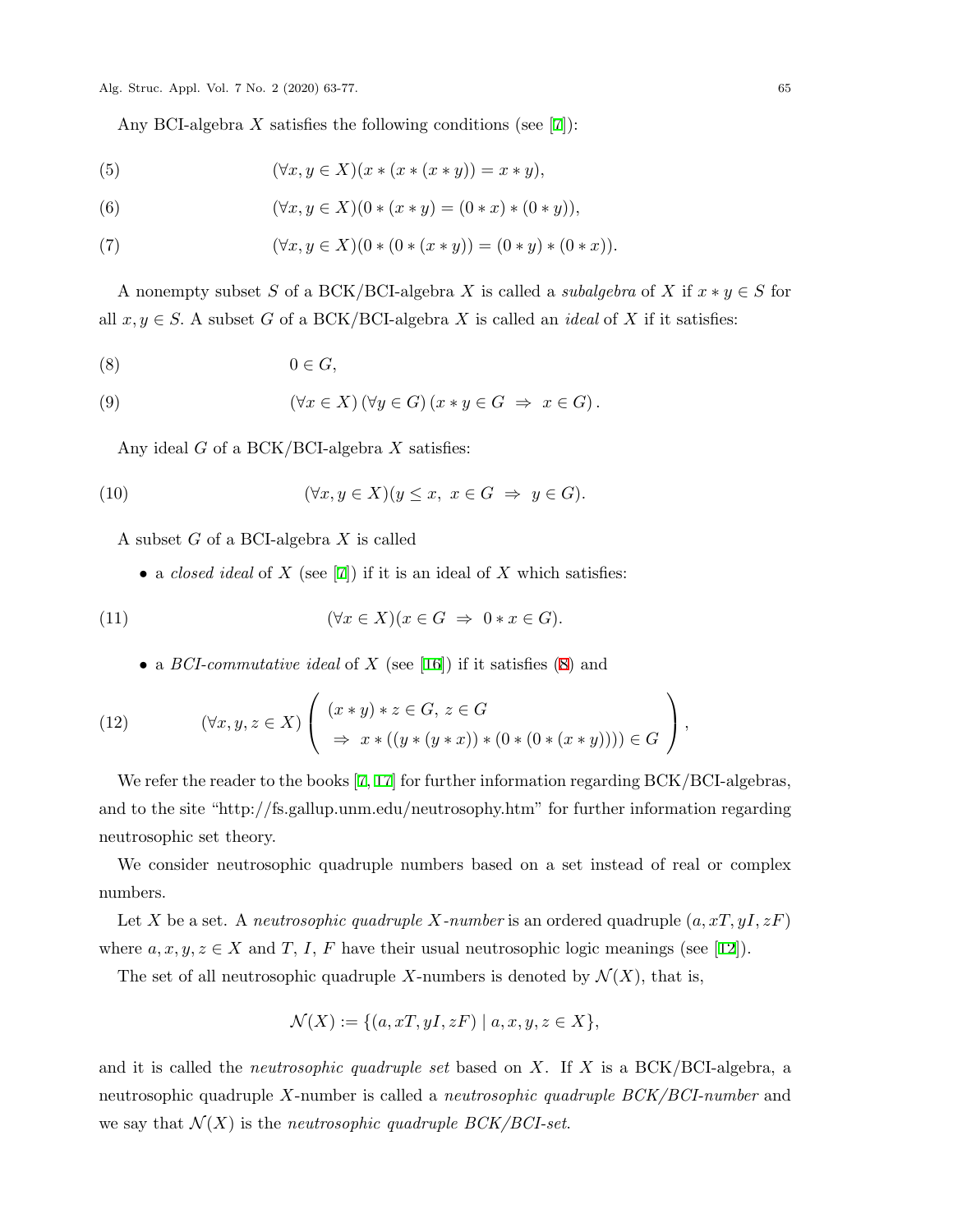Any BCI-algebra $X$ satisfies the following conditions (see [7]):

$$(\forall x, y \in X)(x * (x * (x * y)) = x * y), \tag{5}$$

$$(\forall x, y \in X)(0 * (x * y) = (0 * x) * (0 * y)), \tag{6}$$

$$(\forall x, y \in X)(0 * (0 * (x * y)) = (0 * y) * (0 * x)). \tag{7}$$

A nonempty subset $S$ of a BCK/BCI-algebra $X$ is called a *subalgebra* of $X$ if $x * y \in S$ for all $x, y \in S$. A subset $G$ of a BCK/BCI-algebra $X$ is called an *ideal* of $X$ if it satisfies:

$$0 \in G, \tag{8}$$

$$(\forall x \in X)\,(\forall y \in G)\,(x * y \in G \;\Rightarrow\; x \in G)\,. \tag{9}$$

Any ideal $G$ of a BCK/BCI-algebra $X$ satisfies:

$$(\forall x, y \in X)(y \leq x,\; x \in G \;\Rightarrow\; y \in G). \tag{10}$$

A subset $G$ of a BCI-algebra $X$ is called

- a *closed ideal* of $X$ (see [7]) if it is an ideal of $X$ which satisfies:

$$(\forall x \in X)(x \in G \;\Rightarrow\; 0 * x \in G). \tag{11}$$

- a *BCI-commutative ideal* of $X$ (see [16]) if it satisfies (8) and

$$(\forall x, y, z \in X)\left( \begin{array}{l} (x * y) * z \in G,\; z \in G \\ \;\Rightarrow\; x * ((y * (y * x)) * (0 * (0 * (x * y)))) \in G \end{array} \right), \tag{12}$$

We refer the reader to the books [7, 17] for further information regarding BCK/BCI-algebras, and to the site "http://fs.gallup.unm.edu/neutrosophy.htm" for further information regarding neutrosophic set theory.

We consider neutrosophic quadruple numbers based on a set instead of real or complex numbers.

Let $X$ be a set. A *neutrosophic quadruple $X$-number* is an ordered quadruple $(a, xT, yI, zF)$ where $a, x, y, z \in X$ and $T$, $I$, $F$ have their usual neutrosophic logic meanings (see [12]).

The set of all neutrosophic quadruple $X$-numbers is denoted by $\mathcal{N}(X)$, that is,

$$\mathcal{N}(X) := \{(a, xT, yI, zF) \mid a, x, y, z \in X\},$$

and it is called the *neutrosophic quadruple set* based on $X$. If $X$ is a BCK/BCI-algebra, a neutrosophic quadruple $X$-number is called a *neutrosophic quadruple BCK/BCI-number* and we say that $\mathcal{N}(X)$ is the *neutrosophic quadruple BCK/BCI-set*.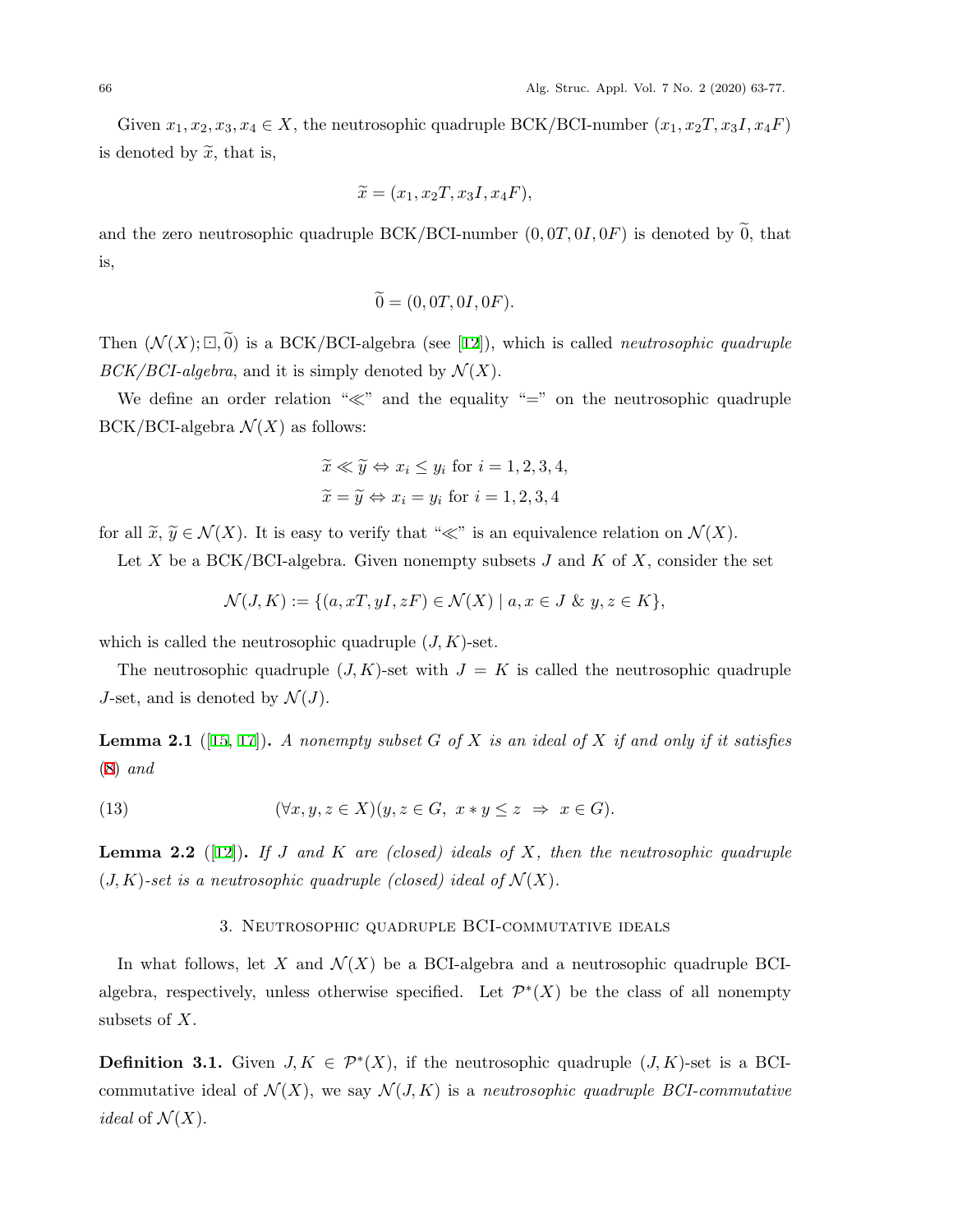Given $x_1, x_2, x_3, x_4 \in X$, the neutrosophic quadruple BCK/BCI-number $(x_1, x_2T, x_3I, x_4F)$ is denoted by $\widetilde{x}$, that is,

$$\widetilde{x} = (x_1, x_2T, x_3I, x_4F),$$

and the zero neutrosophic quadruple BCK/BCI-number $(0, 0T, 0I, 0F)$ is denoted by $\widetilde{0}$, that is,

$$\widetilde{0} = (0, 0T, 0I, 0F).$$

Then $(\mathcal{N}(X); \boxdot, \widetilde{0})$ is a BCK/BCI-algebra (see [12]), which is called *neutrosophic quadruple BCK/BCI-algebra*, and it is simply denoted by $\mathcal{N}(X)$.

We define an order relation "$\ll$" and the equality "$=$" on the neutrosophic quadruple BCK/BCI-algebra $\mathcal{N}(X)$ as follows:

$$\widetilde{x} \ll \widetilde{y} \Leftrightarrow x_i \leq y_i \text{ for } i = 1, 2, 3, 4,$$
$$\widetilde{x} = \widetilde{y} \Leftrightarrow x_i = y_i \text{ for } i = 1, 2, 3, 4$$

for all $\widetilde{x}, \widetilde{y} \in \mathcal{N}(X)$. It is easy to verify that "$\ll$" is an equivalence relation on $\mathcal{N}(X)$.

Let $X$ be a BCK/BCI-algebra. Given nonempty subsets $J$ and $K$ of $X$, consider the set

$$\mathcal{N}(J, K) := \{(a, xT, yI, zF) \in \mathcal{N}(X) \mid a, x \in J \text{ \& } y, z \in K\},$$

which is called the neutrosophic quadruple $(J, K)$-set.

The neutrosophic quadruple $(J, K)$-set with $J = K$ is called the neutrosophic quadruple $J$-set, and is denoted by $\mathcal{N}(J)$.

**Lemma 2.1** ([15, 17]). *A nonempty subset $G$ of $X$ is an ideal of $X$ if and only if it satisfies* (8) *and*

$$(\forall x, y, z \in X)(y, z \in G, \ x * y \leq z \ \Rightarrow \ x \in G). \tag{13}$$

**Lemma 2.2** ([12]). *If $J$ and $K$ are (closed) ideals of $X$, then the neutrosophic quadruple $(J, K)$-set is a neutrosophic quadruple (closed) ideal of $\mathcal{N}(X)$.*

## 3. Neutrosophic quadruple BCI-commutative ideals

In what follows, let $X$ and $\mathcal{N}(X)$ be a BCI-algebra and a neutrosophic quadruple BCI-algebra, respectively, unless otherwise specified. Let $\mathcal{P}^*(X)$ be the class of all nonempty subsets of $X$.

**Definition 3.1.** Given $J, K \in \mathcal{P}^*(X)$, if the neutrosophic quadruple $(J, K)$-set is a BCI-commutative ideal of $\mathcal{N}(X)$, we say $\mathcal{N}(J, K)$ is a *neutrosophic quadruple BCI-commutative ideal* of $\mathcal{N}(X)$.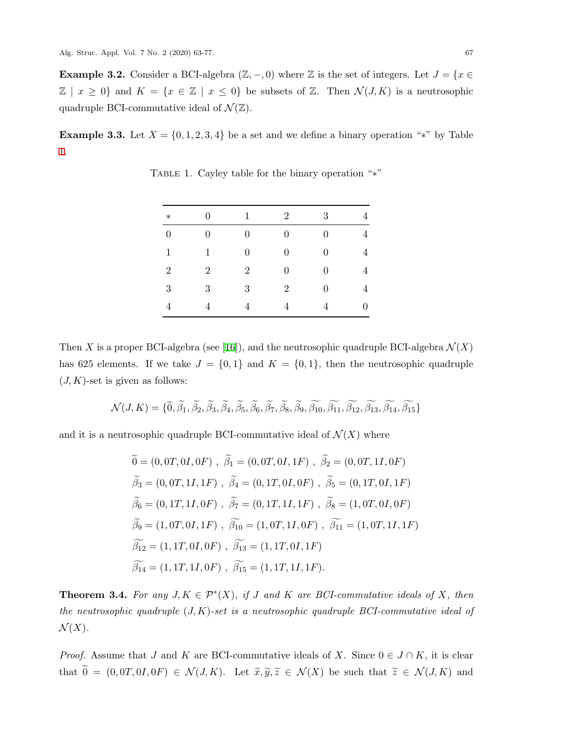**Example 3.2.** Consider a BCI-algebra $(\mathbb{Z}, -, 0)$ where $\mathbb{Z}$ is the set of integers. Let $J = \{x \in \mathbb{Z} \mid x \geq 0\}$ and $K = \{x \in \mathbb{Z} \mid x \leq 0\}$ be subsets of $\mathbb{Z}$. Then $\mathcal{N}(J, K)$ is a neutrosophic quadruple BCI-commutative ideal of $\mathcal{N}(\mathbb{Z})$.

**Example 3.3.** Let $X = \{0, 1, 2, 3, 4\}$ be a set and we define a binary operation "$*$" by Table 1.

Table 1. Cayley table for the binary operation "$*$"

| $*$ | 0 | 1 | 2 | 3 | 4 |
|---|---|---|---|---|---|
| 0 | 0 | 0 | 0 | 0 | 4 |
| 1 | 1 | 0 | 0 | 0 | 4 |
| 2 | 2 | 2 | 0 | 0 | 4 |
| 3 | 3 | 3 | 2 | 0 | 4 |
| 4 | 4 | 4 | 4 | 4 | 0 |

Then $X$ is a proper BCI-algebra (see [16]), and the neutrosophic quadruple BCI-algebra $\mathcal{N}(X)$ has 625 elements. If we take $J = \{0, 1\}$ and $K = \{0, 1\}$, then the neutrosophic quadruple $(J, K)$-set is given as follows:

$$\mathcal{N}(J, K) = \{\widetilde{0}, \widetilde{\beta_1}, \widetilde{\beta_2}, \widetilde{\beta_3}, \widetilde{\beta_4}, \widetilde{\beta_5}, \widetilde{\beta_6}, \widetilde{\beta_7}, \widetilde{\beta_8}, \widetilde{\beta_9}, \widetilde{\beta_{10}}, \widetilde{\beta_{11}}, \widetilde{\beta_{12}}, \widetilde{\beta_{13}}, \widetilde{\beta_{14}}, \widetilde{\beta_{15}}\}$$

and it is a neutrosophic quadruple BCI-commutative ideal of $\mathcal{N}(X)$ where

$$\widetilde{0} = (0, 0T, 0I, 0F)\ ,\ \widetilde{\beta_1} = (0, 0T, 0I, 1F)\ ,\ \widetilde{\beta_2} = (0, 0T, 1I, 0F)$$
$$\widetilde{\beta_3} = (0, 0T, 1I, 1F)\ ,\ \widetilde{\beta_4} = (0, 1T, 0I, 0F)\ ,\ \widetilde{\beta_5} = (0, 1T, 0I, 1F)$$
$$\widetilde{\beta_6} = (0, 1T, 1I, 0F)\ ,\ \widetilde{\beta_7} = (0, 1T, 1I, 1F)\ ,\ \widetilde{\beta_8} = (1, 0T, 0I, 0F)$$
$$\widetilde{\beta_9} = (1, 0T, 0I, 1F)\ ,\ \widetilde{\beta_{10}} = (1, 0T, 1I, 0F)\ ,\ \widetilde{\beta_{11}} = (1, 0T, 1I, 1F)$$
$$\widetilde{\beta_{12}} = (1, 1T, 0I, 0F)\ ,\ \widetilde{\beta_{13}} = (1, 1T, 0I, 1F)$$
$$\widetilde{\beta_{14}} = (1, 1T, 1I, 0F)\ ,\ \widetilde{\beta_{15}} = (1, 1T, 1I, 1F).$$

**Theorem 3.4.** *For any $J, K \in \mathcal{P}^*(X)$, if $J$ and $K$ are BCI-commutative ideals of $X$, then the neutrosophic quadruple $(J, K)$-set is a neutrosophic quadruple BCI-commutative ideal of $\mathcal{N}(X)$.*

*Proof.* Assume that $J$ and $K$ are BCI-commutative ideals of $X$. Since $0 \in J \cap K$, it is clear that $\widetilde{0} = (0, 0T, 0I, 0F) \in \mathcal{N}(J, K)$. Let $\widetilde{x}, \widetilde{y}, \widetilde{z} \in \mathcal{N}(X)$ be such that $\widetilde{z} \in \mathcal{N}(J, K)$ and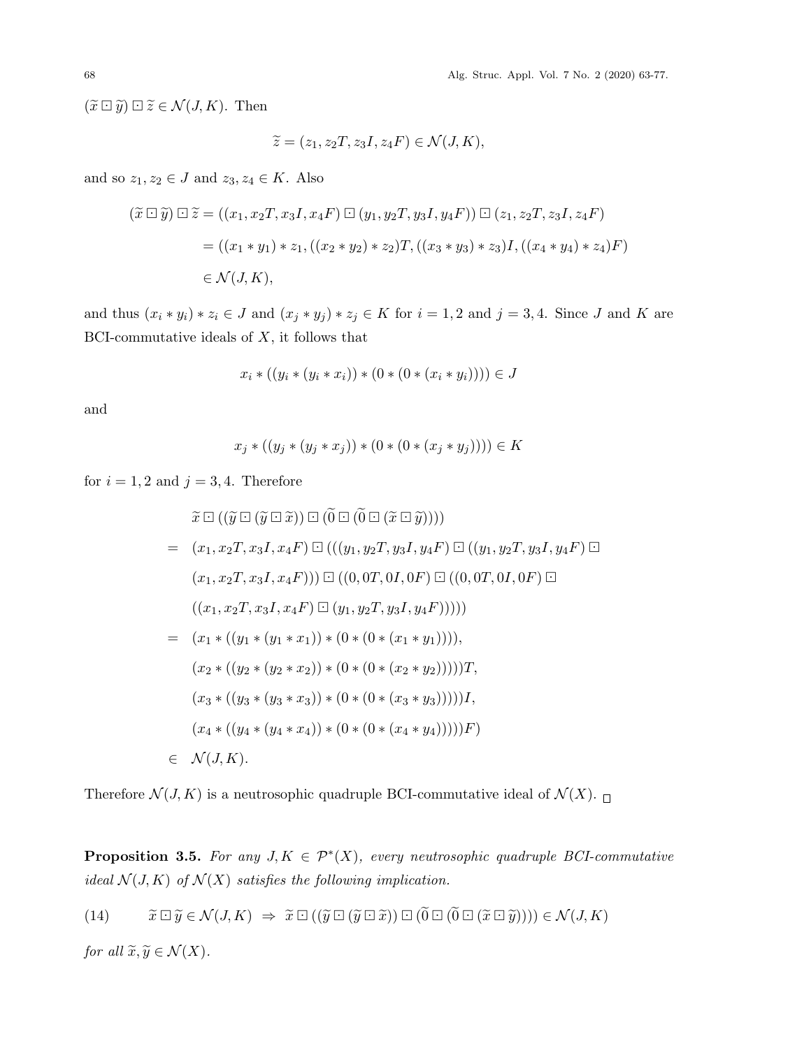$(\widetilde{x} \boxdot \widetilde{y}) \boxdot \widetilde{z} \in \mathcal{N}(J, K)$. Then

$$\widetilde{z} = (z_1, z_2T, z_3I, z_4F) \in \mathcal{N}(J, K),$$

and so $z_1, z_2 \in J$ and $z_3, z_4 \in K$. Also

$$\begin{aligned}
(\widetilde{x} \boxdot \widetilde{y}) \boxdot \widetilde{z} &= ((x_1, x_2T, x_3I, x_4F) \boxdot (y_1, y_2T, y_3I, y_4F)) \boxdot (z_1, z_2T, z_3I, z_4F) \\
&= ((x_1 * y_1) * z_1, ((x_2 * y_2) * z_2)T, ((x_3 * y_3) * z_3)I, ((x_4 * y_4) * z_4)F) \\
&\in \mathcal{N}(J, K),
\end{aligned}$$

and thus $(x_i * y_i) * z_i \in J$ and $(x_j * y_j) * z_j \in K$ for $i = 1, 2$ and $j = 3, 4$. Since $J$ and $K$ are BCI-commutative ideals of $X$, it follows that

$$x_i * ((y_i * (y_i * x_i)) * (0 * (0 * (x_i * y_i)))) \in J$$

and

$$x_j * ((y_j * (y_j * x_j)) * (0 * (0 * (x_j * y_j)))) \in K$$

for $i = 1, 2$ and $j = 3, 4$. Therefore

$$\begin{aligned}
& \widetilde{x} \boxdot ((\widetilde{y} \boxdot (\widetilde{y} \boxdot \widetilde{x})) \boxdot (\widetilde{0} \boxdot (\widetilde{0} \boxdot (\widetilde{x} \boxdot \widetilde{y})))) \\
= \;& (x_1, x_2T, x_3I, x_4F) \boxdot (((y_1, y_2T, y_3I, y_4F) \boxdot ((y_1, y_2T, y_3I, y_4F) \boxdot \\
& (x_1, x_2T, x_3I, x_4F))) \boxdot ((0, 0T, 0I, 0F) \boxdot ((0, 0T, 0I, 0F) \boxdot \\
& ((x_1, x_2T, x_3I, x_4F) \boxdot (y_1, y_2T, y_3I, y_4F))))) \\
= \;& (x_1 * ((y_1 * (y_1 * x_1)) * (0 * (0 * (x_1 * y_1)))), \\
& (x_2 * ((y_2 * (y_2 * x_2)) * (0 * (0 * (x_2 * y_2)))))T, \\
& (x_3 * ((y_3 * (y_3 * x_3)) * (0 * (0 * (x_3 * y_3)))))I, \\
& (x_4 * ((y_4 * (y_4 * x_4)) * (0 * (0 * (x_4 * y_4)))))F) \\
\in \;& \mathcal{N}(J, K).
\end{aligned}$$

Therefore $\mathcal{N}(J, K)$ is a neutrosophic quadruple BCI-commutative ideal of $\mathcal{N}(X)$. □

**Proposition 3.5.** *For any $J, K \in \mathcal{P}^*(X)$, every neutrosophic quadruple BCI-commutative ideal $\mathcal{N}(J, K)$ of $\mathcal{N}(X)$ satisfies the following implication.*

$$\widetilde{x} \boxdot \widetilde{y} \in \mathcal{N}(J, K) \;\Rightarrow\; \widetilde{x} \boxdot ((\widetilde{y} \boxdot (\widetilde{y} \boxdot \widetilde{x})) \boxdot (\widetilde{0} \boxdot (\widetilde{0} \boxdot (\widetilde{x} \boxdot \widetilde{y})))) \in \mathcal{N}(J, K) \tag{14}$$

*for all $\widetilde{x}, \widetilde{y} \in \mathcal{N}(X)$.*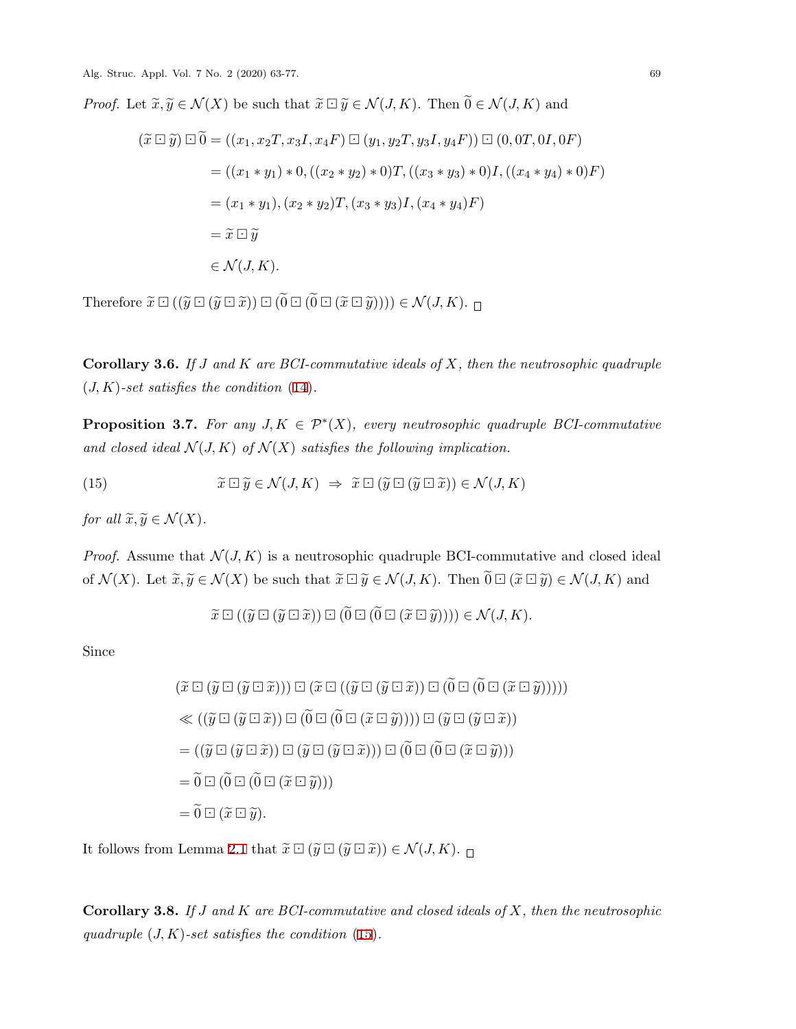*Proof.* Let $\widetilde{x}, \widetilde{y} \in \mathcal{N}(X)$ be such that $\widetilde{x} \boxdot \widetilde{y} \in \mathcal{N}(J, K)$. Then $\widetilde{0} \in \mathcal{N}(J, K)$ and

$$
\begin{aligned}
(\widetilde{x} \boxdot \widetilde{y}) \boxdot \widetilde{0} &= ((x_1, x_2T, x_3I, x_4F) \boxdot (y_1, y_2T, y_3I, y_4F)) \boxdot (0, 0T, 0I, 0F) \\
&= ((x_1 * y_1) * 0, ((x_2 * y_2) * 0)T, ((x_3 * y_3) * 0)I, ((x_4 * y_4) * 0)F) \\
&= (x_1 * y_1), (x_2 * y_2)T, (x_3 * y_3)I, (x_4 * y_4)F) \\
&= \widetilde{x} \boxdot \widetilde{y} \\
&\in \mathcal{N}(J, K).
\end{aligned}
$$

Therefore $\widetilde{x} \boxdot ((\widetilde{y} \boxdot (\widetilde{y} \boxdot \widetilde{x})) \boxdot (\widetilde{0} \boxdot (\widetilde{0} \boxdot (\widetilde{x} \boxdot \widetilde{y})))) \in \mathcal{N}(J, K)$. □

**Corollary 3.6.** *If $J$ and $K$ are BCI-commutative ideals of $X$, then the neutrosophic quadruple $(J, K)$-set satisfies the condition (14).*

**Proposition 3.7.** *For any $J, K \in \mathcal{P}^*(X)$, every neutrosophic quadruple BCI-commutative and closed ideal $\mathcal{N}(J, K)$ of $\mathcal{N}(X)$ satisfies the following implication.*

$$
\widetilde{x} \boxdot \widetilde{y} \in \mathcal{N}(J, K) \;\Rightarrow\; \widetilde{x} \boxdot (\widetilde{y} \boxdot (\widetilde{y} \boxdot \widetilde{x})) \in \mathcal{N}(J, K) \tag{15}
$$

*for all $\widetilde{x}, \widetilde{y} \in \mathcal{N}(X)$.*

*Proof.* Assume that $\mathcal{N}(J, K)$ is a neutrosophic quadruple BCI-commutative and closed ideal of $\mathcal{N}(X)$. Let $\widetilde{x}, \widetilde{y} \in \mathcal{N}(X)$ be such that $\widetilde{x} \boxdot \widetilde{y} \in \mathcal{N}(J, K)$. Then $\widetilde{0} \boxdot (\widetilde{x} \boxdot \widetilde{y}) \in \mathcal{N}(J, K)$ and

$$
\widetilde{x} \boxdot ((\widetilde{y} \boxdot (\widetilde{y} \boxdot \widetilde{x})) \boxdot (\widetilde{0} \boxdot (\widetilde{0} \boxdot (\widetilde{x} \boxdot \widetilde{y})))) \in \mathcal{N}(J, K).
$$

Since

$$
\begin{aligned}
&(\widetilde{x} \boxdot (\widetilde{y} \boxdot (\widetilde{y} \boxdot \widetilde{x}))) \boxdot (\widetilde{x} \boxdot ((\widetilde{y} \boxdot (\widetilde{y} \boxdot \widetilde{x})) \boxdot (\widetilde{0} \boxdot (\widetilde{0} \boxdot (\widetilde{x} \boxdot \widetilde{y}))))) \\
&\ll ((\widetilde{y} \boxdot (\widetilde{y} \boxdot \widetilde{x})) \boxdot (\widetilde{0} \boxdot (\widetilde{0} \boxdot (\widetilde{x} \boxdot \widetilde{y})))) \boxdot (\widetilde{y} \boxdot (\widetilde{y} \boxdot \widetilde{x})) \\
&= ((\widetilde{y} \boxdot (\widetilde{y} \boxdot \widetilde{x})) \boxdot (\widetilde{y} \boxdot (\widetilde{y} \boxdot \widetilde{x}))) \boxdot (\widetilde{0} \boxdot (\widetilde{0} \boxdot (\widetilde{x} \boxdot \widetilde{y}))) \\
&= \widetilde{0} \boxdot (\widetilde{0} \boxdot (\widetilde{0} \boxdot (\widetilde{x} \boxdot \widetilde{y}))) \\
&= \widetilde{0} \boxdot (\widetilde{x} \boxdot \widetilde{y}).
\end{aligned}
$$

It follows from Lemma 2.1 that $\widetilde{x} \boxdot (\widetilde{y} \boxdot (\widetilde{y} \boxdot \widetilde{x})) \in \mathcal{N}(J, K)$. □

**Corollary 3.8.** *If $J$ and $K$ are BCI-commutative and closed ideals of $X$, then the neutrosophic quadruple $(J, K)$-set satisfies the condition (15).*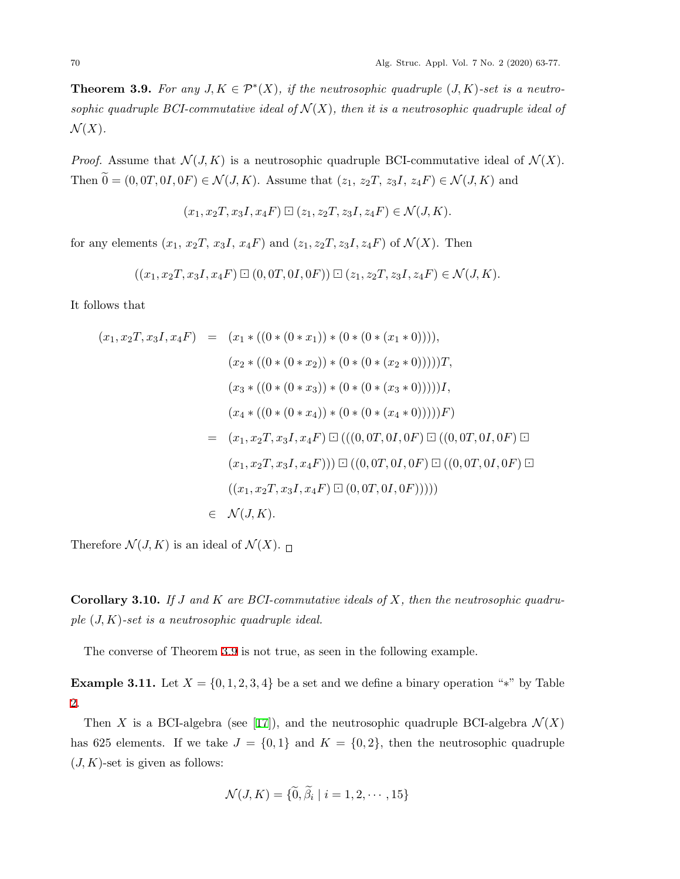**Theorem 3.9.** *For any $J, K \in \mathcal{P}^*(X)$, if the neutrosophic quadruple $(J,K)$-set is a neutrosophic quadruple BCI-commutative ideal of $\mathcal{N}(X)$, then it is a neutrosophic quadruple ideal of $\mathcal{N}(X)$.*

*Proof.* Assume that $\mathcal{N}(J,K)$ is a neutrosophic quadruple BCI-commutative ideal of $\mathcal{N}(X)$. Then $\widetilde{0} = (0, 0T, 0I, 0F) \in \mathcal{N}(J,K)$. Assume that $(z_1, z_2T, z_3I, z_4F) \in \mathcal{N}(J,K)$ and

$$(x_1, x_2T, x_3I, x_4F) \boxdot (z_1, z_2T, z_3I, z_4F) \in \mathcal{N}(J,K).$$

for any elements $(x_1, x_2T, x_3I, x_4F)$ and $(z_1, z_2T, z_3I, z_4F)$ of $\mathcal{N}(X)$. Then

$$((x_1, x_2T, x_3I, x_4F) \boxdot (0, 0T, 0I, 0F)) \boxdot (z_1, z_2T, z_3I, z_4F) \in \mathcal{N}(J,K).$$

It follows that

$$\begin{aligned}
(x_1, x_2T, x_3I, x_4F) &= (x_1 * ((0 * (0 * x_1)) * (0 * (0 * (x_1 * 0)))), \\
&\quad (x_2 * ((0 * (0 * x_2)) * (0 * (0 * (x_2 * 0)))))T, \\
&\quad (x_3 * ((0 * (0 * x_3)) * (0 * (0 * (x_3 * 0)))))I, \\
&\quad (x_4 * ((0 * (0 * x_4)) * (0 * (0 * (x_4 * 0)))))F) \\
&= (x_1, x_2T, x_3I, x_4F) \boxdot (((0, 0T, 0I, 0F) \boxdot ((0, 0T, 0I, 0F) \boxdot \\
&\quad (x_1, x_2T, x_3I, x_4F))) \boxdot ((0, 0T, 0I, 0F) \boxdot ((0, 0T, 0I, 0F) \boxdot \\
&\quad ((x_1, x_2T, x_3I, x_4F) \boxdot (0, 0T, 0I, 0F))))) \\
&\in \mathcal{N}(J,K).
\end{aligned}$$

Therefore $\mathcal{N}(J,K)$ is an ideal of $\mathcal{N}(X)$. □

**Corollary 3.10.** *If $J$ and $K$ are BCI-commutative ideals of $X$, then the neutrosophic quadruple $(J,K)$-set is a neutrosophic quadruple ideal.*

The converse of Theorem 3.9 is not true, as seen in the following example.

**Example 3.11.** Let $X = \{0, 1, 2, 3, 4\}$ be a set and we define a binary operation "$*$" by Table 2.

Then $X$ is a BCI-algebra (see [17]), and the neutrosophic quadruple BCI-algebra $\mathcal{N}(X)$ has 625 elements. If we take $J = \{0, 1\}$ and $K = \{0, 2\}$, then the neutrosophic quadruple $(J,K)$-set is given as follows:

$$\mathcal{N}(J,K) = \{\widetilde{0}, \widetilde{\beta}_i \mid i = 1, 2, \cdots, 15\}$$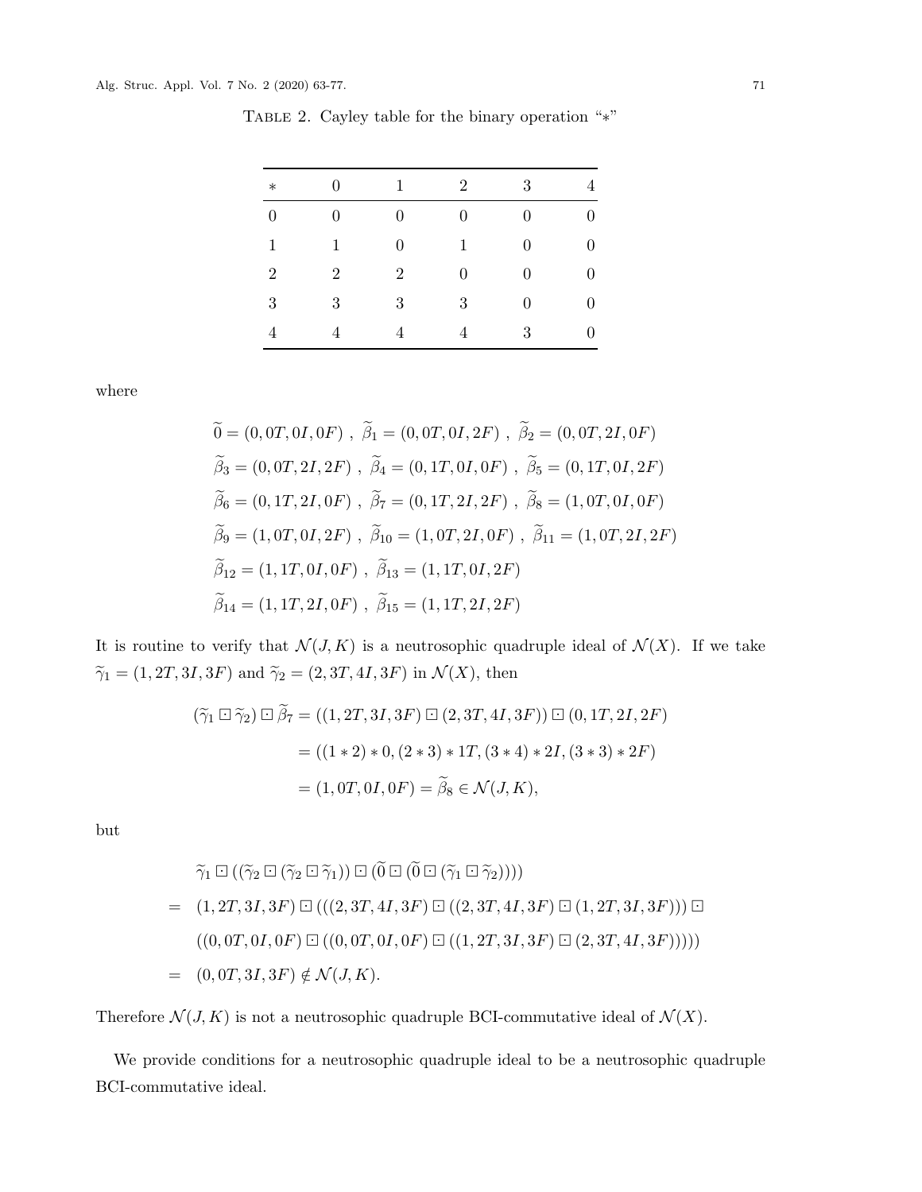TABLE 2. Cayley table for the binary operation "$*$"

| $*$ | 0 | 1 | 2 | 3 | 4 |
|---|---|---|---|---|---|
| 0 | 0 | 0 | 0 | 0 | 0 |
| 1 | 1 | 0 | 1 | 0 | 0 |
| 2 | 2 | 2 | 0 | 0 | 0 |
| 3 | 3 | 3 | 3 | 0 | 0 |
| 4 | 4 | 4 | 4 | 3 | 0 |

where

$$\widetilde{0} = (0, 0T, 0I, 0F)\ ,\ \widetilde{\beta}_1 = (0, 0T, 0I, 2F)\ ,\ \widetilde{\beta}_2 = (0, 0T, 2I, 0F)$$

$$\widetilde{\beta}_3 = (0, 0T, 2I, 2F)\ ,\ \widetilde{\beta}_4 = (0, 1T, 0I, 0F)\ ,\ \widetilde{\beta}_5 = (0, 1T, 0I, 2F)$$

$$\widetilde{\beta}_6 = (0, 1T, 2I, 0F)\ ,\ \widetilde{\beta}_7 = (0, 1T, 2I, 2F)\ ,\ \widetilde{\beta}_8 = (1, 0T, 0I, 0F)$$

$$\widetilde{\beta}_9 = (1, 0T, 0I, 2F)\ ,\ \widetilde{\beta}_{10} = (1, 0T, 2I, 0F)\ ,\ \widetilde{\beta}_{11} = (1, 0T, 2I, 2F)$$

$$\widetilde{\beta}_{12} = (1, 1T, 0I, 0F)\ ,\ \widetilde{\beta}_{13} = (1, 1T, 0I, 2F)$$

$$\widetilde{\beta}_{14} = (1, 1T, 2I, 0F)\ ,\ \widetilde{\beta}_{15} = (1, 1T, 2I, 2F)$$

It is routine to verify that $\mathcal{N}(J, K)$ is a neutrosophic quadruple ideal of $\mathcal{N}(X)$. If we take $\widetilde{\gamma}_1 = (1, 2T, 3I, 3F)$ and $\widetilde{\gamma}_2 = (2, 3T, 4I, 3F)$ in $\mathcal{N}(X)$, then

$$\begin{aligned}
(\widetilde{\gamma}_1 \boxdot \widetilde{\gamma}_2) \boxdot \widetilde{\beta}_7 &= ((1, 2T, 3I, 3F) \boxdot (2, 3T, 4I, 3F)) \boxdot (0, 1T, 2I, 2F) \\
&= ((1 * 2) * 0, (2 * 3) * 1T, (3 * 4) * 2I, (3 * 3) * 2F) \\
&= (1, 0T, 0I, 0F) = \widetilde{\beta}_8 \in \mathcal{N}(J, K),
\end{aligned}$$

but

$$\begin{aligned}
& \widetilde{\gamma}_1 \boxdot ((\widetilde{\gamma}_2 \boxdot (\widetilde{\gamma}_2 \boxdot \widetilde{\gamma}_1)) \boxdot (\widetilde{0} \boxdot (\widetilde{0} \boxdot (\widetilde{\gamma}_1 \boxdot \widetilde{\gamma}_2)))) \\
= \ & (1, 2T, 3I, 3F) \boxdot (((2, 3T, 4I, 3F) \boxdot ((2, 3T, 4I, 3F) \boxdot (1, 2T, 3I, 3F))) \boxdot \\
& ((0, 0T, 0I, 0F) \boxdot ((0, 0T, 0I, 0F) \boxdot ((1, 2T, 3I, 3F) \boxdot (2, 3T, 4I, 3F))))) \\
= \ & (0, 0T, 3I, 3F) \notin \mathcal{N}(J, K).
\end{aligned}$$

Therefore $\mathcal{N}(J, K)$ is not a neutrosophic quadruple BCI-commutative ideal of $\mathcal{N}(X)$.

We provide conditions for a neutrosophic quadruple ideal to be a neutrosophic quadruple BCI-commutative ideal.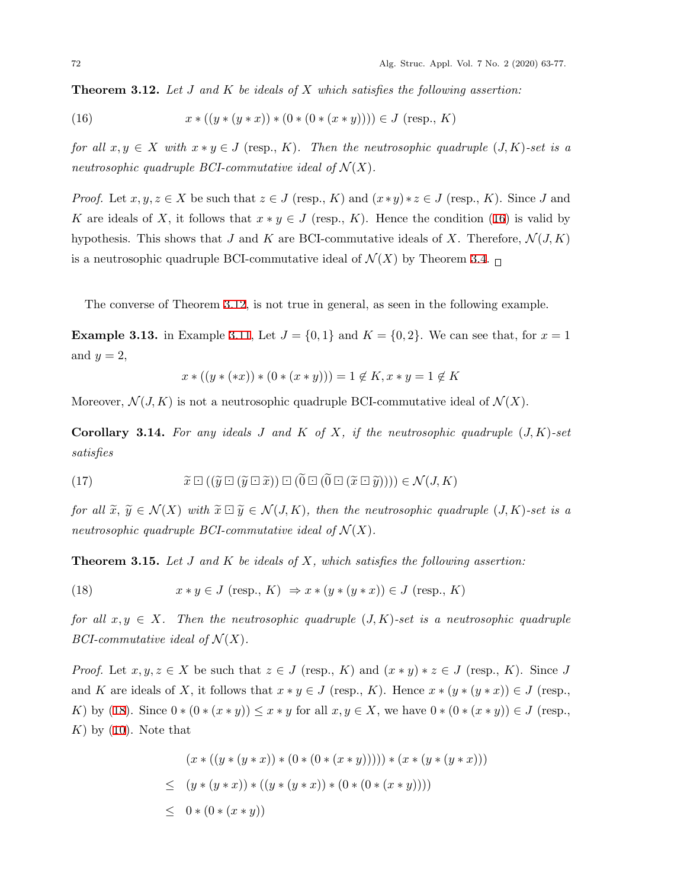**Theorem 3.12.** *Let $J$ and $K$ be ideals of $X$ which satisfies the following assertion:*

$$x * ((y * (y * x)) * (0 * (0 * (x * y)))) \in J \text{ (resp., } K) \tag{16}$$

*for all $x, y \in X$ with $x * y \in J$ (resp., $K$). Then the neutrosophic quadruple $(J, K)$-set is a neutrosophic quadruple BCI-commutative ideal of $\mathcal{N}(X)$.*

*Proof.* Let $x, y, z \in X$ be such that $z \in J$ (resp., $K$) and $(x * y) * z \in J$ (resp., $K$). Since $J$ and $K$ are ideals of $X$, it follows that $x * y \in J$ (resp., $K$). Hence the condition (16) is valid by hypothesis. This shows that $J$ and $K$ are BCI-commutative ideals of $X$. Therefore, $\mathcal{N}(J, K)$ is a neutrosophic quadruple BCI-commutative ideal of $\mathcal{N}(X)$ by Theorem 3.4. □

The converse of Theorem 3.12, is not true in general, as seen in the following example.

**Example 3.13.** in Example 3.11, Let $J = \{0, 1\}$ and $K = \{0, 2\}$. We can see that, for $x = 1$ and $y = 2$,

$$x * ((y * (*x)) * (0 * (x * y))) = 1 \notin K, x * y = 1 \notin K$$

Moreover, $\mathcal{N}(J, K)$ is not a neutrosophic quadruple BCI-commutative ideal of $\mathcal{N}(X)$.

**Corollary 3.14.** *For any ideals $J$ and $K$ of $X$, if the neutrosophic quadruple $(J, K)$-set satisfies*

$$\tilde{x} \boxdot ((\tilde{y} \boxdot (\tilde{y} \boxdot \tilde{x})) \boxdot (\tilde{0} \boxdot (\tilde{0} \boxdot (\tilde{x} \boxdot \tilde{y})))) \in \mathcal{N}(J, K) \tag{17}$$

*for all $\tilde{x}$, $\tilde{y} \in \mathcal{N}(X)$ with $\tilde{x} \boxdot \tilde{y} \in \mathcal{N}(J, K)$, then the neutrosophic quadruple $(J, K)$-set is a neutrosophic quadruple BCI-commutative ideal of $\mathcal{N}(X)$.*

**Theorem 3.15.** *Let $J$ and $K$ be ideals of $X$, which satisfies the following assertion:*

$$x * y \in J \text{ (resp., } K) \ \Rightarrow x * (y * (y * x)) \in J \text{ (resp., } K) \tag{18}$$

*for all $x, y \in X$. Then the neutrosophic quadruple $(J, K)$-set is a neutrosophic quadruple BCI-commutative ideal of $\mathcal{N}(X)$.*

*Proof.* Let $x, y, z \in X$ be such that $z \in J$ (resp., $K$) and $(x * y) * z \in J$ (resp., $K$). Since $J$ and $K$ are ideals of $X$, it follows that $x * y \in J$ (resp., $K$). Hence $x * (y * (y * x)) \in J$ (resp., $K$) by (18). Since $0 * (0 * (x * y)) \leq x * y$ for all $x, y \in X$, we have $0 * (0 * (x * y)) \in J$ (resp., $K$) by (10). Note that

$$\begin{aligned}
&(x * ((y * (y * x)) * (0 * (0 * (x * y))))) * (x * (y * (y * x))) \\
\leq\ & (y * (y * x)) * ((y * (y * x)) * (0 * (0 * (x * y)))) \\
\leq\ & 0 * (0 * (x * y))
\end{aligned}$$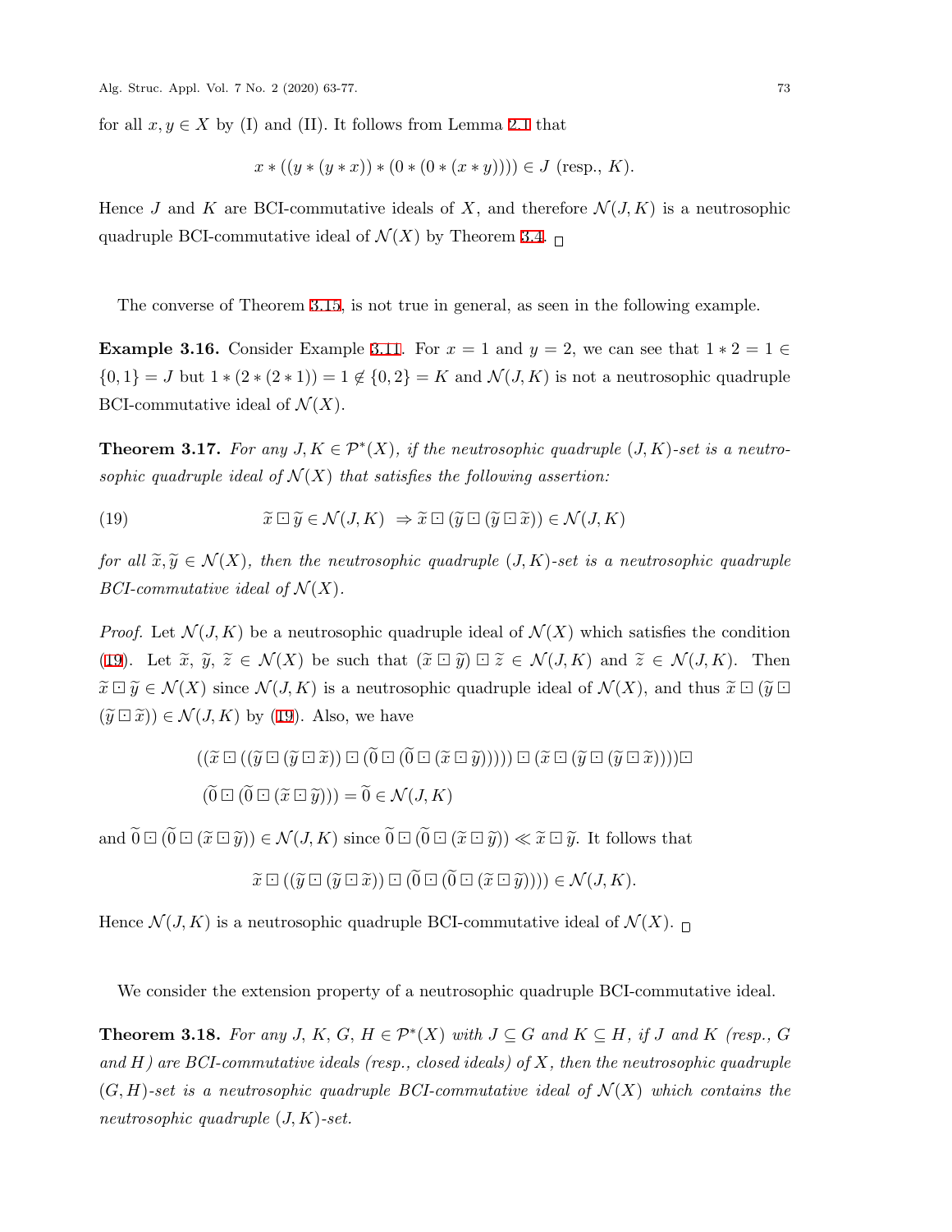for all $x, y \in X$ by (I) and (II). It follows from Lemma 2.1 that

$$x * ((y * (y * x)) * (0 * (0 * (x * y)))) \in J \text{ (resp., } K).$$

Hence $J$ and $K$ are BCI-commutative ideals of $X$, and therefore $\mathcal{N}(J, K)$ is a neutrosophic quadruple BCI-commutative ideal of $\mathcal{N}(X)$ by Theorem 3.4. □

The converse of Theorem 3.15, is not true in general, as seen in the following example.

**Example 3.16.** Consider Example 3.11. For $x = 1$ and $y = 2$, we can see that $1 * 2 = 1 \in \{0, 1\} = J$ but $1 * (2 * (2 * 1)) = 1 \notin \{0, 2\} = K$ and $\mathcal{N}(J, K)$ is not a neutrosophic quadruple BCI-commutative ideal of $\mathcal{N}(X)$.

**Theorem 3.17.** *For any $J, K \in \mathcal{P}^*(X)$, if the neutrosophic quadruple $(J, K)$-set is a neutrosophic quadruple ideal of $\mathcal{N}(X)$ that satisfies the following assertion:*

$$\widetilde{x} \boxdot \widetilde{y} \in \mathcal{N}(J, K) \ \Rightarrow \widetilde{x} \boxdot (\widetilde{y} \boxdot (\widetilde{y} \boxdot \widetilde{x})) \in \mathcal{N}(J, K) \tag{19}$$

*for all $\widetilde{x}, \widetilde{y} \in \mathcal{N}(X)$, then the neutrosophic quadruple $(J, K)$-set is a neutrosophic quadruple BCI-commutative ideal of $\mathcal{N}(X)$.*

*Proof.* Let $\mathcal{N}(J, K)$ be a neutrosophic quadruple ideal of $\mathcal{N}(X)$ which satisfies the condition (19). Let $\widetilde{x}$, $\widetilde{y}$, $\widetilde{z} \in \mathcal{N}(X)$ be such that $(\widetilde{x} \boxdot \widetilde{y}) \boxdot \widetilde{z} \in \mathcal{N}(J, K)$ and $\widetilde{z} \in \mathcal{N}(J, K)$. Then $\widetilde{x} \boxdot \widetilde{y} \in \mathcal{N}(X)$ since $\mathcal{N}(J, K)$ is a neutrosophic quadruple ideal of $\mathcal{N}(X)$, and thus $\widetilde{x} \boxdot (\widetilde{y} \boxdot (\widetilde{y} \boxdot \widetilde{x})) \in \mathcal{N}(J, K)$ by (19). Also, we have

$$\begin{aligned}
&((\widetilde{x} \boxdot ((\widetilde{y} \boxdot (\widetilde{y} \boxdot \widetilde{x})) \boxdot (\widetilde{0} \boxdot (\widetilde{0} \boxdot (\widetilde{x} \boxdot \widetilde{y}))))) \boxdot (\widetilde{x} \boxdot (\widetilde{y} \boxdot (\widetilde{y} \boxdot \widetilde{x}))))\boxdot \\
&(\widetilde{0} \boxdot (\widetilde{0} \boxdot (\widetilde{x} \boxdot \widetilde{y}))) = \widetilde{0} \in \mathcal{N}(J, K)
\end{aligned}$$

and $\widetilde{0} \boxdot (\widetilde{0} \boxdot (\widetilde{x} \boxdot \widetilde{y})) \in \mathcal{N}(J, K)$ since $\widetilde{0} \boxdot (\widetilde{0} \boxdot (\widetilde{x} \boxdot \widetilde{y})) \ll \widetilde{x} \boxdot \widetilde{y}$. It follows that

$$\widetilde{x} \boxdot ((\widetilde{y} \boxdot (\widetilde{y} \boxdot \widetilde{x})) \boxdot (\widetilde{0} \boxdot (\widetilde{0} \boxdot (\widetilde{x} \boxdot \widetilde{y})))) \in \mathcal{N}(J, K).$$

Hence $\mathcal{N}(J, K)$ is a neutrosophic quadruple BCI-commutative ideal of $\mathcal{N}(X)$. □

We consider the extension property of a neutrosophic quadruple BCI-commutative ideal.

**Theorem 3.18.** *For any $J$, $K$, $G$, $H \in \mathcal{P}^*(X)$ with $J \subseteq G$ and $K \subseteq H$, if $J$ and $K$ (resp., $G$ and $H$) are BCI-commutative ideals (resp., closed ideals) of $X$, then the neutrosophic quadruple $(G, H)$-set is a neutrosophic quadruple BCI-commutative ideal of $\mathcal{N}(X)$ which contains the neutrosophic quadruple $(J, K)$-set.*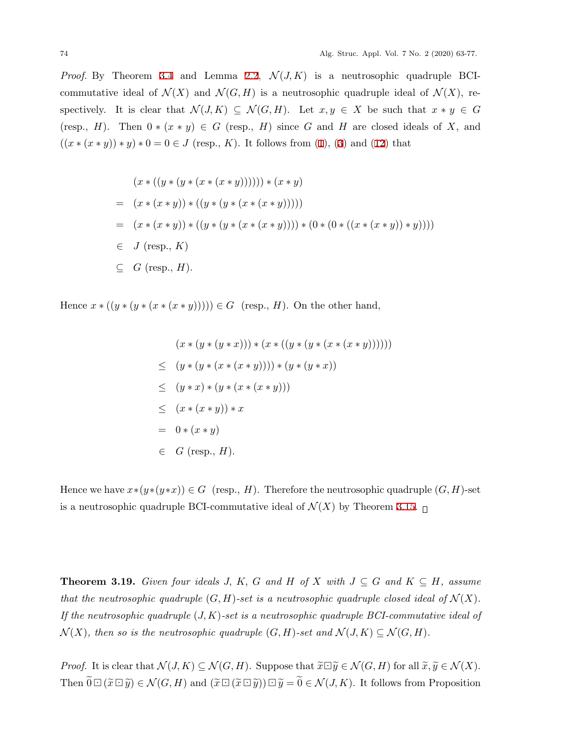*Proof.* By Theorem 3.4 and Lemma 2.2, $\mathcal{N}(J,K)$ is a neutrosophic quadruple BCI-commutative ideal of $\mathcal{N}(X)$ and $\mathcal{N}(G,H)$ is a neutrosophic quadruple ideal of $\mathcal{N}(X)$, respectively. It is clear that $\mathcal{N}(J,K) \subseteq \mathcal{N}(G,H)$. Let $x,y \in X$ be such that $x*y \in G$ (resp., $H$). Then $0*(x*y) \in G$ (resp., $H$) since $G$ and $H$ are closed ideals of $X$, and $((x*(x*y))*y)*0 = 0 \in J$ (resp., $K$). It follows from (1), (3) and (12) that

$$
\begin{aligned}
& (x*((y*(y*(x*(x*y))))))*(x*y) \\
= \;& (x*(x*y))*((y*(y*(x*(x*y))))) \\
= \;& (x*(x*y))*((y*(y*(x*(x*y))))*(0*(0*((x*(x*y))*y)))) \\
\in \;& J \text{ (resp., } K) \\
\subseteq \;& G \text{ (resp., } H).
\end{aligned}
$$

Hence $x*((y*(y*(x*(x*y))))) \in G$ (resp., $H$). On the other hand,

$$
\begin{aligned}
& (x*(y*(y*x)))*(x*((y*(y*(x*(x*y)))))) \\
\leq \;& (y*(y*(x*(x*y))))*(y*(y*x)) \\
\leq \;& (y*x)*(y*(x*(x*y))) \\
\leq \;& (x*(x*y))*x \\
= \;& 0*(x*y) \\
\in \;& G \text{ (resp., } H).
\end{aligned}
$$

Hence we have $x*(y*(y*x)) \in G$ (resp., $H$). Therefore the neutrosophic quadruple $(G,H)$-set is a neutrosophic quadruple BCI-commutative ideal of $\mathcal{N}(X)$ by Theorem 3.15. $\square$

**Theorem 3.19.** *Given four ideals $J$, $K$, $G$ and $H$ of $X$ with $J \subseteq G$ and $K \subseteq H$, assume that the neutrosophic quadruple $(G,H)$-set is a neutrosophic quadruple closed ideal of $\mathcal{N}(X)$. If the neutrosophic quadruple $(J,K)$-set is a neutrosophic quadruple BCI-commutative ideal of $\mathcal{N}(X)$, then so is the neutrosophic quadruple $(G,H)$-set and $\mathcal{N}(J,K) \subseteq \mathcal{N}(G,H)$.*

*Proof.* It is clear that $\mathcal{N}(J,K) \subseteq \mathcal{N}(G,H)$. Suppose that $\tilde{x} \boxdot \tilde{y} \in \mathcal{N}(G,H)$ for all $\tilde{x}, \tilde{y} \in \mathcal{N}(X)$. Then $\tilde{0} \boxdot (\tilde{x} \boxdot \tilde{y}) \in \mathcal{N}(G,H)$ and $(\tilde{x} \boxdot (\tilde{x} \boxdot \tilde{y})) \boxdot \tilde{y} = \tilde{0} \in \mathcal{N}(J,K)$. It follows from Proposition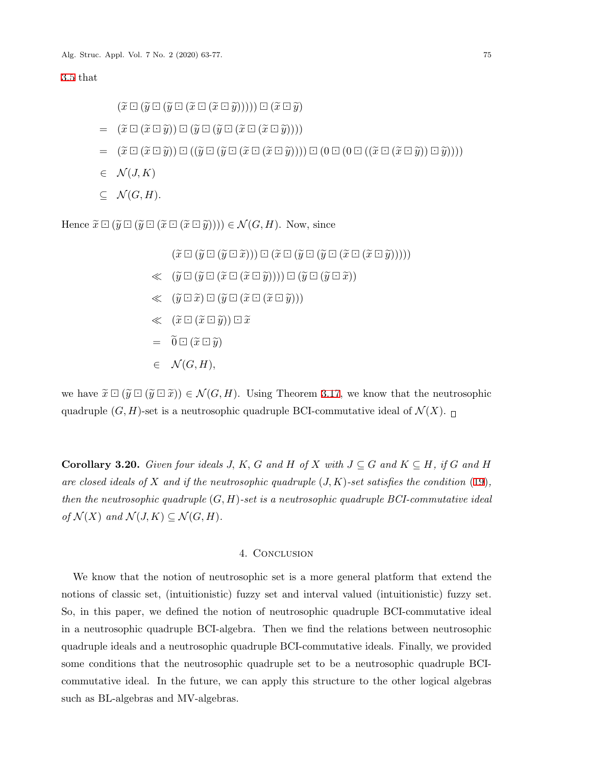3.5 that

$$
\begin{aligned}
& (\widetilde{x} \boxdot (\widetilde{y} \boxdot (\widetilde{y} \boxdot (\widetilde{x} \boxdot (\widetilde{x} \boxdot \widetilde{y}))))) \boxdot (\widetilde{x} \boxdot \widetilde{y}) \\
= \;& (\widetilde{x} \boxdot (\widetilde{x} \boxdot \widetilde{y})) \boxdot (\widetilde{y} \boxdot (\widetilde{y} \boxdot (\widetilde{x} \boxdot (\widetilde{x} \boxdot \widetilde{y})))) \\
= \;& (\widetilde{x} \boxdot (\widetilde{x} \boxdot \widetilde{y})) \boxdot ((\widetilde{y} \boxdot (\widetilde{y} \boxdot (\widetilde{x} \boxdot (\widetilde{x} \boxdot \widetilde{y})))) \boxdot (0 \boxdot (0 \boxdot ((\widetilde{x} \boxdot (\widetilde{x} \boxdot \widetilde{y})) \boxdot \widetilde{y})))) \\
\in \;& \mathcal{N}(J, K) \\
\subseteq \;& \mathcal{N}(G, H).
\end{aligned}
$$

Hence $\widetilde{x} \boxdot (\widetilde{y} \boxdot (\widetilde{y} \boxdot (\widetilde{x} \boxdot (\widetilde{x} \boxdot \widetilde{y})))) \in \mathcal{N}(G, H)$. Now, since

$$
\begin{aligned}
& (\widetilde{x} \boxdot (\widetilde{y} \boxdot (\widetilde{y} \boxdot \widetilde{x}))) \boxdot (\widetilde{x} \boxdot (\widetilde{y} \boxdot (\widetilde{y} \boxdot (\widetilde{x} \boxdot (\widetilde{x} \boxdot \widetilde{y}))))) \\
\ll \;& (\widetilde{y} \boxdot (\widetilde{y} \boxdot (\widetilde{x} \boxdot (\widetilde{x} \boxdot \widetilde{y})))) \boxdot (\widetilde{y} \boxdot (\widetilde{y} \boxdot \widetilde{x})) \\
\ll \;& (\widetilde{y} \boxdot \widetilde{x}) \boxdot (\widetilde{y} \boxdot (\widetilde{x} \boxdot (\widetilde{x} \boxdot \widetilde{y}))) \\
\ll \;& (\widetilde{x} \boxdot (\widetilde{x} \boxdot \widetilde{y})) \boxdot \widetilde{x} \\
= \;& \widetilde{0} \boxdot (\widetilde{x} \boxdot \widetilde{y}) \\
\in \;& \mathcal{N}(G, H),
\end{aligned}
$$

we have $\widetilde{x} \boxdot (\widetilde{y} \boxdot (\widetilde{y} \boxdot \widetilde{x})) \in \mathcal{N}(G, H)$. Using Theorem 3.17, we know that the neutrosophic quadruple $(G, H)$-set is a neutrosophic quadruple BCI-commutative ideal of $\mathcal{N}(X)$. □

**Corollary 3.20.** *Given four ideals $J$, $K$, $G$ and $H$ of $X$ with $J \subseteq G$ and $K \subseteq H$, if $G$ and $H$ are closed ideals of $X$ and if the neutrosophic quadruple $(J, K)$-set satisfies the condition (19), then the neutrosophic quadruple $(G, H)$-set is a neutrosophic quadruple BCI-commutative ideal of $\mathcal{N}(X)$ and $\mathcal{N}(J, K) \subseteq \mathcal{N}(G, H)$.*

## 4. Conclusion

We know that the notion of neutrosophic set is a more general platform that extend the notions of classic set, (intuitionistic) fuzzy set and interval valued (intuitionistic) fuzzy set. So, in this paper, we defined the notion of neutrosophic quadruple BCI-commutative ideal in a neutrosophic quadruple BCI-algebra. Then we find the relations between neutrosophic quadruple ideals and a neutrosophic quadruple BCI-commutative ideals. Finally, we provided some conditions that the neutrosophic quadruple set to be a neutrosophic quadruple BCI-commutative ideal. In the future, we can apply this structure to the other logical algebras such as BL-algebras and MV-algebras.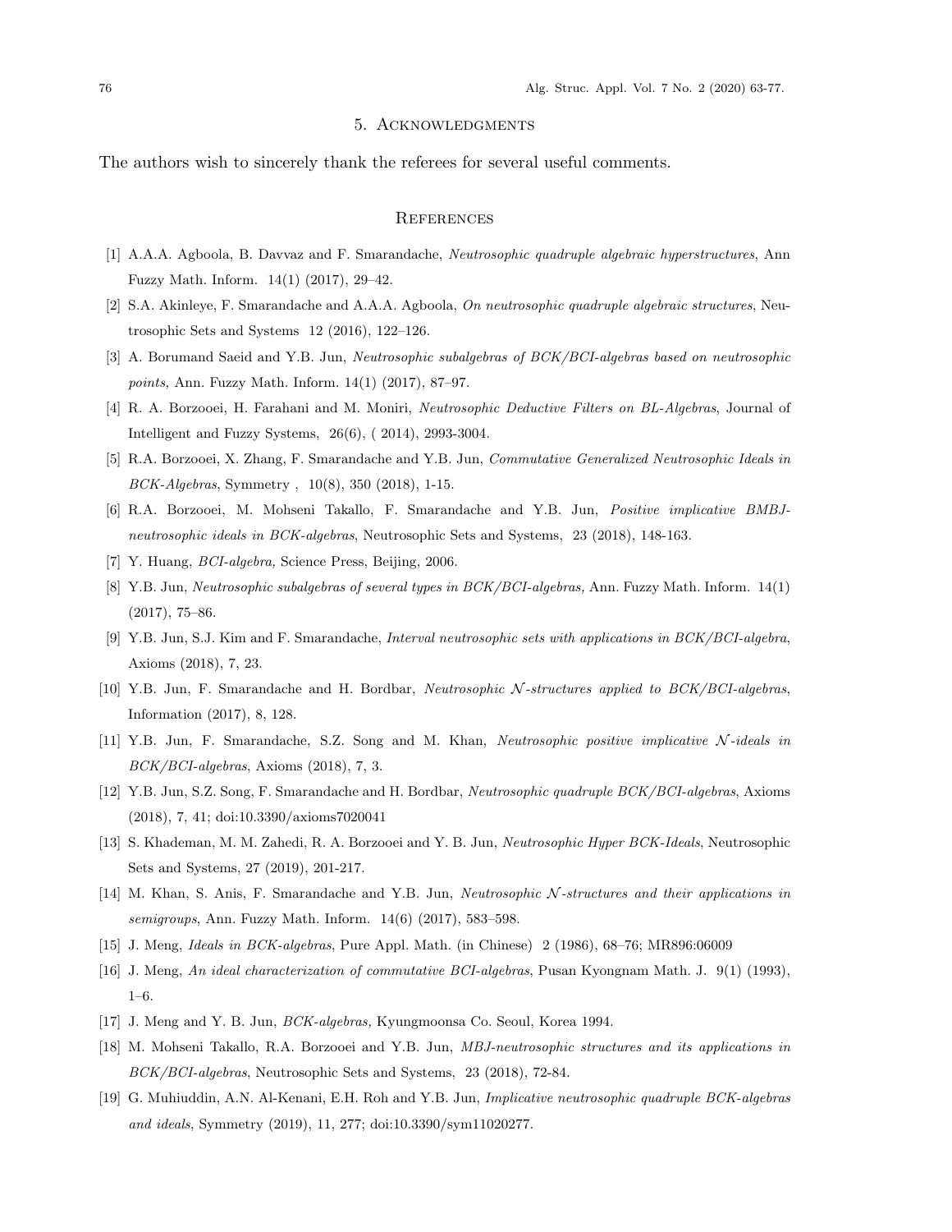## 5. Acknowledgments

The authors wish to sincerely thank the referees for several useful comments.

## References

[1] A.A.A. Agboola, B. Davvaz and F. Smarandache, *Neutrosophic quadruple algebraic hyperstructures*, Ann Fuzzy Math. Inform. 14(1) (2017), 29–42.

[2] S.A. Akinleye, F. Smarandache and A.A.A. Agboola, *On neutrosophic quadruple algebraic structures*, Neutrosophic Sets and Systems 12 (2016), 122–126.

[3] A. Borumand Saeid and Y.B. Jun, *Neutrosophic subalgebras of BCK/BCI-algebras based on neutrosophic points,* Ann. Fuzzy Math. Inform. 14(1) (2017), 87–97.

[4] R. A. Borzooei, H. Farahani and M. Moniri, *Neutrosophic Deductive Filters on BL-Algebras*, Journal of Intelligent and Fuzzy Systems, 26(6), ( 2014), 2993-3004.

[5] R.A. Borzooei, X. Zhang, F. Smarandache and Y.B. Jun, *Commutative Generalized Neutrosophic Ideals in BCK-Algebras*, Symmetry , 10(8), 350 (2018), 1-15.

[6] R.A. Borzooei, M. Mohseni Takallo, F. Smarandache and Y.B. Jun, *Positive implicative BMBJ-neutrosophic ideals in BCK-algebras*, Neutrosophic Sets and Systems, 23 (2018), 148-163.

[7] Y. Huang, *BCI-algebra,* Science Press, Beijing, 2006.

[8] Y.B. Jun, *Neutrosophic subalgebras of several types in BCK/BCI-algebras,* Ann. Fuzzy Math. Inform. 14(1) (2017), 75–86.

[9] Y.B. Jun, S.J. Kim and F. Smarandache, *Interval neutrosophic sets with applications in BCK/BCI-algebra*, Axioms (2018), 7, 23.

[10] Y.B. Jun, F. Smarandache and H. Bordbar, *Neutrosophic $\mathcal{N}$-structures applied to BCK/BCI-algebras*, Information (2017), 8, 128.

[11] Y.B. Jun, F. Smarandache, S.Z. Song and M. Khan, *Neutrosophic positive implicative $\mathcal{N}$-ideals in BCK/BCI-algebras*, Axioms (2018), 7, 3.

[12] Y.B. Jun, S.Z. Song, F. Smarandache and H. Bordbar, *Neutrosophic quadruple BCK/BCI-algebras*, Axioms (2018), 7, 41; doi:10.3390/axioms7020041

[13] S. Khademan, M. M. Zahedi, R. A. Borzooei and Y. B. Jun, *Neutrosophic Hyper BCK-Ideals*, Neutrosophic Sets and Systems, 27 (2019), 201-217.

[14] M. Khan, S. Anis, F. Smarandache and Y.B. Jun, *Neutrosophic $\mathcal{N}$-structures and their applications in semigroups*, Ann. Fuzzy Math. Inform. 14(6) (2017), 583–598.

[15] J. Meng, *Ideals in BCK-algebras*, Pure Appl. Math. (in Chinese) 2 (1986), 68–76; MR896:06009

[16] J. Meng, *An ideal characterization of commutative BCI-algebras*, Pusan Kyongnam Math. J. 9(1) (1993), 1–6.

[17] J. Meng and Y. B. Jun, *BCK-algebras,* Kyungmoonsa Co. Seoul, Korea 1994.

[18] M. Mohseni Takallo, R.A. Borzooei and Y.B. Jun, *MBJ-neutrosophic structures and its applications in BCK/BCI-algebras*, Neutrosophic Sets and Systems, 23 (2018), 72-84.

[19] G. Muhiuddin, A.N. Al-Kenani, E.H. Roh and Y.B. Jun, *Implicative neutrosophic quadruple BCK-algebras and ideals*, Symmetry (2019), 11, 277; doi:10.3390/sym11020277.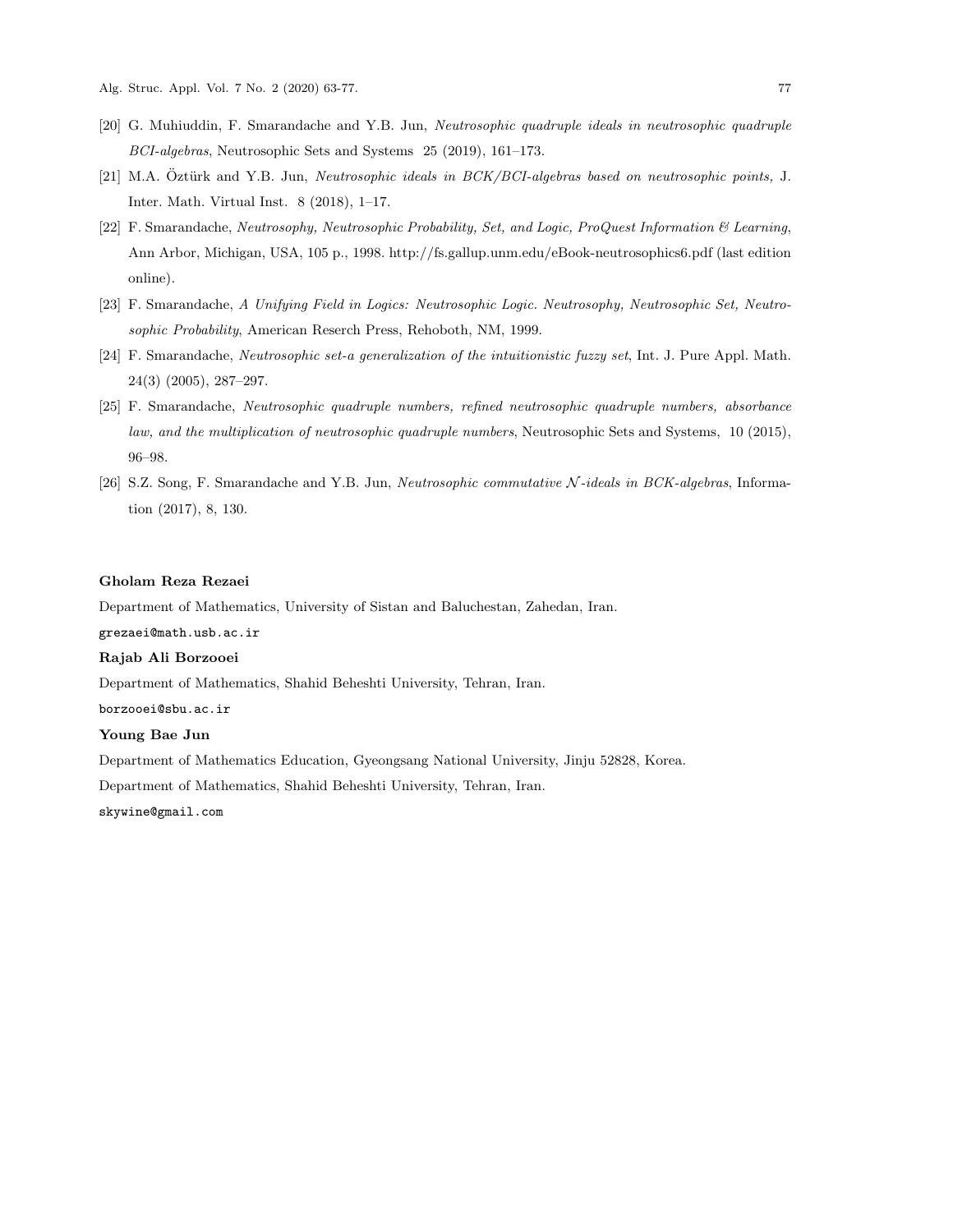[20] G. Muhiuddin, F. Smarandache and Y.B. Jun, *Neutrosophic quadruple ideals in neutrosophic quadruple BCI-algebras*, Neutrosophic Sets and Systems 25 (2019), 161–173.

[21] M.A. Öztürk and Y.B. Jun, *Neutrosophic ideals in BCK/BCI-algebras based on neutrosophic points,* J. Inter. Math. Virtual Inst. 8 (2018), 1–17.

[22] F. Smarandache, *Neutrosophy, Neutrosophic Probability, Set, and Logic, ProQuest Information & Learning*, Ann Arbor, Michigan, USA, 105 p., 1998. http://fs.gallup.unm.edu/eBook-neutrosophics6.pdf (last edition online).

[23] F. Smarandache, *A Unifying Field in Logics: Neutrosophic Logic. Neutrosophy, Neutrosophic Set, Neutrosophic Probability*, American Reserch Press, Rehoboth, NM, 1999.

[24] F. Smarandache, *Neutrosophic set-a generalization of the intuitionistic fuzzy set*, Int. J. Pure Appl. Math. 24(3) (2005), 287–297.

[25] F. Smarandache, *Neutrosophic quadruple numbers, refined neutrosophic quadruple numbers, absorbance law, and the multiplication of neutrosophic quadruple numbers*, Neutrosophic Sets and Systems, 10 (2015), 96–98.

[26] S.Z. Song, F. Smarandache and Y.B. Jun, *Neutrosophic commutative $\mathcal{N}$-ideals in BCK-algebras*, Information (2017), 8, 130.

**Gholam Reza Rezaei**

Department of Mathematics, University of Sistan and Baluchestan, Zahedan, Iran.

grezaei@math.usb.ac.ir

**Rajab Ali Borzooei**

Department of Mathematics, Shahid Beheshti University, Tehran, Iran.

borzooei@sbu.ac.ir

**Young Bae Jun**

Department of Mathematics Education, Gyeongsang National University, Jinju 52828, Korea.

Department of Mathematics, Shahid Beheshti University, Tehran, Iran.

skywine@gmail.com